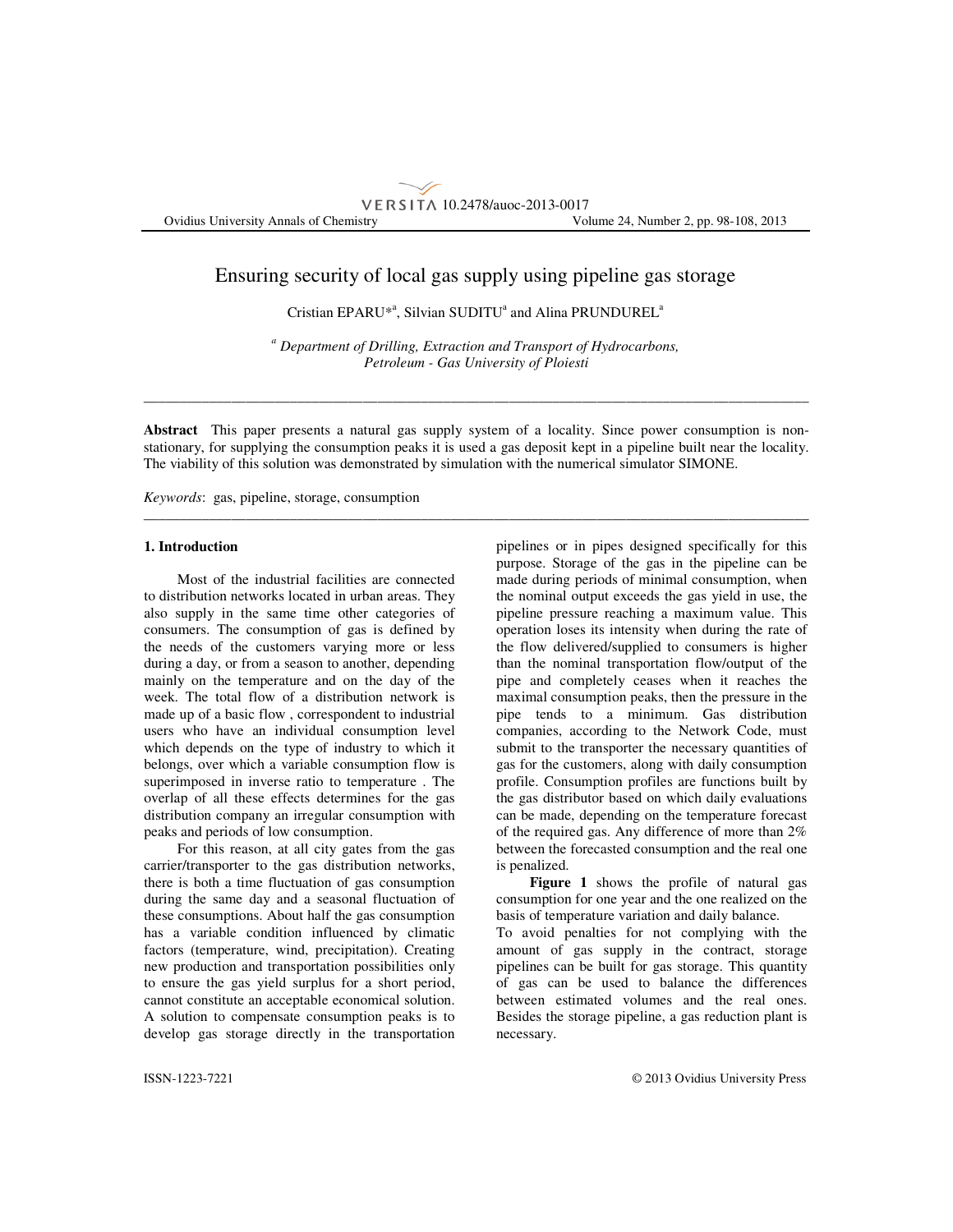# Ensuring security of local gas supply using pipeline gas storage

Cristian EPARU*[a], Silvian SUDITU[a] and Alina PRUNDUREL[a]

[a] *Department of Drilling, Extraction and Transport of Hydrocarbons, Petroleum - Gas University of Ploiesti*

---

**Abstract** This paper presents a natural gas supply system of a locality. Since power consumption is non-stationary, for supplying the consumption peaks it is used a gas deposit kept in a pipeline built near the locality. The viability of this solution was demonstrated by simulation with the numerical simulator SIMONE.

*Keywords*: gas, pipeline, storage, consumption

---

## 1. Introduction

Most of the industrial facilities are connected to distribution networks located in urban areas. They also supply in the same time other categories of consumers. The consumption of gas is defined by the needs of the customers varying more or less during a day, or from a season to another, depending mainly on the temperature and on the day of the week. The total flow of a distribution network is made up of a basic flow , correspondent to industrial users who have an individual consumption level which depends on the type of industry to which it belongs, over which a variable consumption flow is superimposed in inverse ratio to temperature . The overlap of all these effects determines for the gas distribution company an irregular consumption with peaks and periods of low consumption.

For this reason, at all city gates from the gas carrier/transporter to the gas distribution networks, there is both a time fluctuation of gas consumption during the same day and a seasonal fluctuation of these consumptions. About half the gas consumption has a variable condition influenced by climatic factors (temperature, wind, precipitation). Creating new production and transportation possibilities only to ensure the gas yield surplus for a short period, cannot constitute an acceptable economical solution. A solution to compensate consumption peaks is to develop gas storage directly in the transportation pipelines or in pipes designed specifically for this purpose. Storage of the gas in the pipeline can be made during periods of minimal consumption, when the nominal output exceeds the gas yield in use, the pipeline pressure reaching a maximum value. This operation loses its intensity when during the rate of the flow delivered/supplied to consumers is higher than the nominal transportation flow/output of the pipe and completely ceases when it reaches the maximal consumption peaks, then the pressure in the pipe tends to a minimum. Gas distribution companies, according to the Network Code, must submit to the transporter the necessary quantities of gas for the customers, along with daily consumption profile. Consumption profiles are functions built by the gas distributor based on which daily evaluations can be made, depending on the temperature forecast of the required gas. Any difference of more than 2% between the forecasted consumption and the real one is penalized.

**Figure 1** shows the profile of natural gas consumption for one year and the one realized on the basis of temperature variation and daily balance.

To avoid penalties for not complying with the amount of gas supply in the contract, storage pipelines can be built for gas storage. This quantity of gas can be used to balance the differences between estimated volumes and the real ones. Besides the storage pipeline, a gas reduction plant is necessary.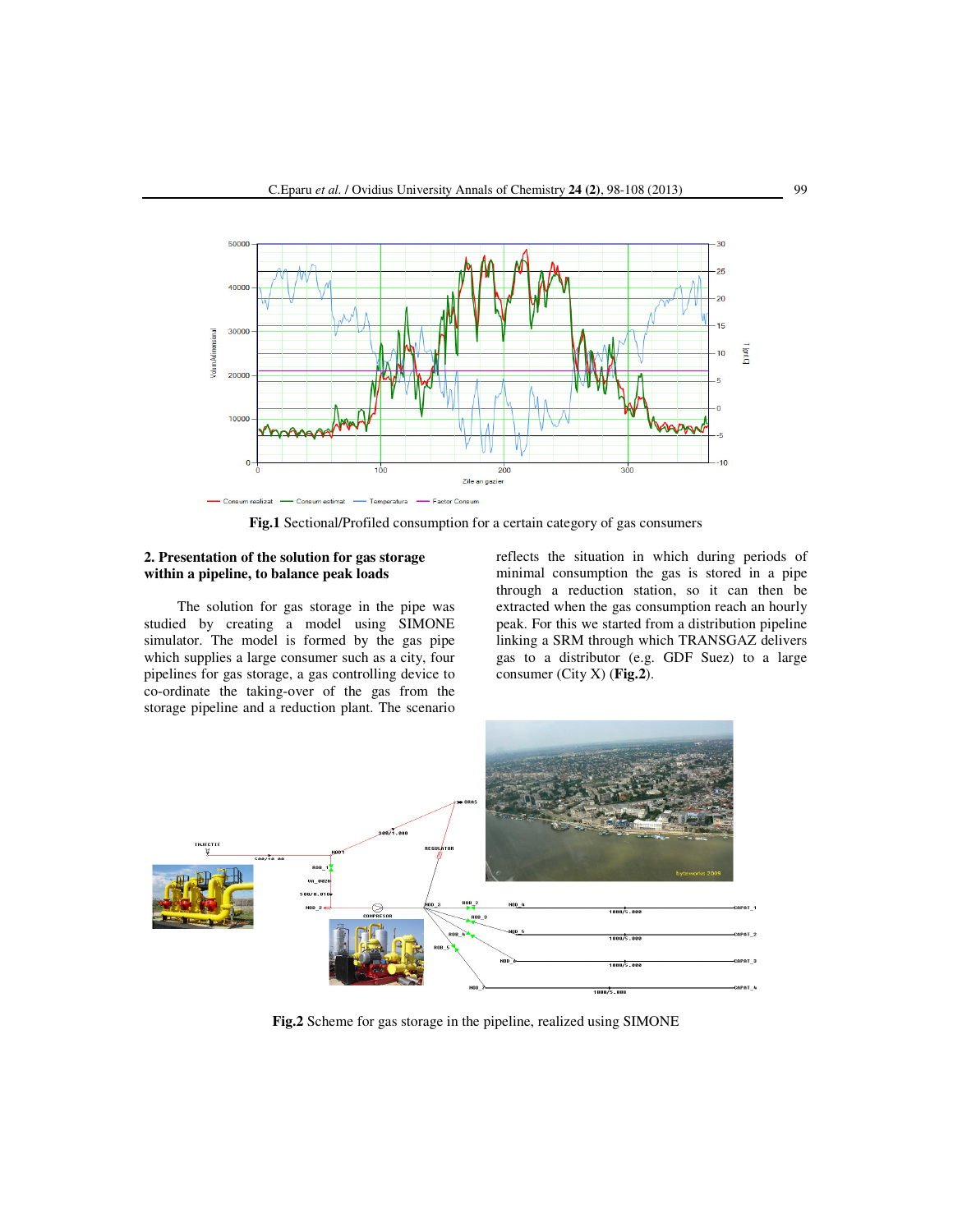**Fig.1** Sectional/Profiled consumption for a certain category of gas consumers

## 2. Presentation of the solution for gas storage within a pipeline, to balance peak loads

The solution for gas storage in the pipe was studied by creating a model using SIMONE simulator. The model is formed by the gas pipe which supplies a large consumer such as a city, four pipelines for gas storage, a gas controlling device to co-ordinate the taking-over of the gas from the storage pipeline and a reduction plant. The scenario reflects the situation in which during periods of minimal consumption the gas is stored in a pipe through a reduction station, so it can then be extracted when the gas consumption reach an hourly peak. For this we started from a distribution pipeline linking a SRM through which TRANSGAZ delivers gas to a distributor (e.g. GDF Suez) to a large consumer (City X) (**Fig.2**).

**Fig.2** Scheme for gas storage in the pipeline, realized using SIMONE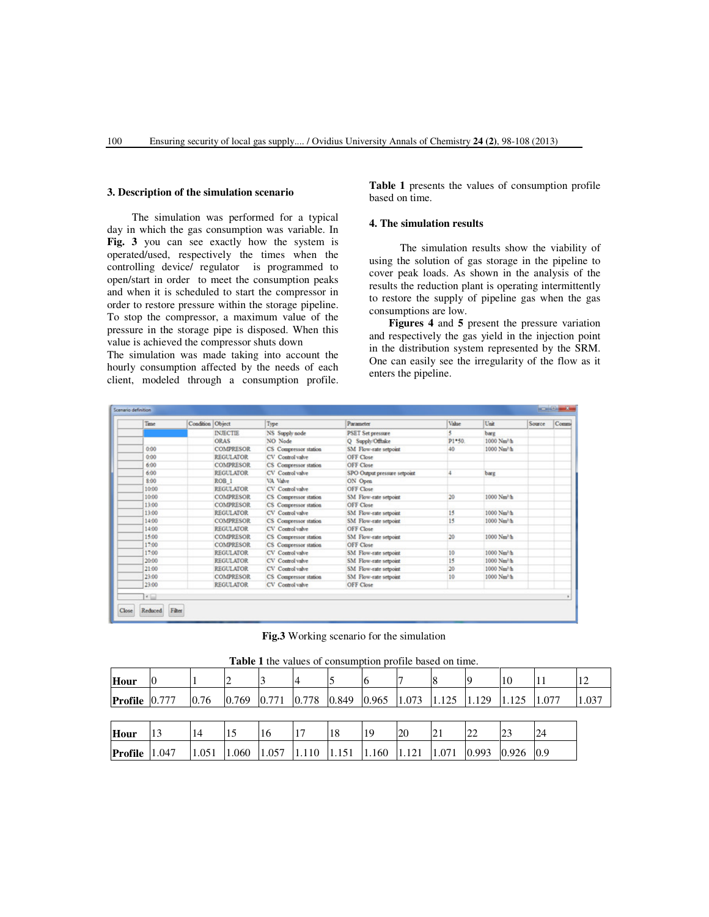## 3. Description of the simulation scenario

The simulation was performed for a typical day in which the gas consumption was variable. In **Fig. 3** you can see exactly how the system is operated/used, respectively the times when the controlling device/ regulator is programmed to open/start in order to meet the consumption peaks and when it is scheduled to start the compressor in order to restore pressure within the storage pipeline. To stop the compressor, a maximum value of the pressure in the storage pipe is disposed. When this value is achieved the compressor shuts down

The simulation was made taking into account the hourly consumption affected by the needs of each client, modeled through a consumption profile. **Table 1** presents the values of consumption profile based on time.

## 4. The simulation results

The simulation results show the viability of using the solution of gas storage in the pipeline to cover peak loads. As shown in the analysis of the results the reduction plant is operating intermittently to restore the supply of pipeline gas when the gas consumptions are low.

**Figures 4** and **5** present the pressure variation and respectively the gas yield in the injection point in the distribution system represented by the SRM. One can easily see the irregularity of the flow as it enters the pipeline.

Scenario definition

| Time | Condition | Object | Type | Parameter | Value | Unit | Source | Comm |
|---|---|---|---|---|---|---|---|---|
| | | INJECTIE | NS Supply node | PSET Set pressure | 5 | barg | | |
| | | ORAS | NO Node | Q Supply/Offtake | P1*50. | 1000 $Nm^3/h$ | | |
| 0:00 | | COMPRESOR | CS Compressor station | SM Flow-rate setpoint | 40 | 1000 $Nm^3/h$ | | |
| 0:00 | | REGULATOR | CV Control valve | OFF Close | | | | |
| 6:00 | | COMPRESOR | CS Compressor station | OFF Close | | | | |
| 6:00 | | REGULATOR | CV Control valve | SPO Output pressure setpoint | 4 | barg | | |
| 8:00 | | ROB_1 | VA Valve | ON Open | | | | |
| 10:00 | | REGULATOR | CV Control valve | OFF Close | | | | |
| 10:00 | | COMPRESOR | CS Compressor station | SM Flow-rate setpoint | 20 | 1000 $Nm^3/h$ | | |
| 13:00 | | COMPRESOR | CS Compressor station | OFF Close | | | | |
| 13:00 | | REGULATOR | CV Control valve | SM Flow-rate setpoint | 15 | 1000 $Nm^3/h$ | | |
| 14:00 | | COMPRESOR | CS Compressor station | SM Flow-rate setpoint | 15 | 1000 $Nm^3/h$ | | |
| 14:00 | | REGULATOR | CV Control valve | OFF Close | | | | |
| 15:00 | | COMPRESOR | CS Compressor station | SM Flow-rate setpoint | 20 | 1000 $Nm^3/h$ | | |
| 17:00 | | COMPRESOR | CS Compressor station | OFF Close | | | | |
| 17:00 | | REGULATOR | CV Control valve | SM Flow-rate setpoint | 10 | 1000 $Nm^3/h$ | | |
| 20:00 | | REGULATOR | CV Control valve | SM Flow-rate setpoint | 15 | 1000 $Nm^3/h$ | | |
| 21:00 | | REGULATOR | CV Control valve | SM Flow-rate setpoint | 20 | 1000 $Nm^3/h$ | | |
| 23:00 | | COMPRESOR | CS Compressor station | SM Flow-rate setpoint | 10 | 1000 $Nm^3/h$ | | |
| 23:00 | | REGULATOR | CV Control valve | OFF Close | | | | |

Close Reduced Filter

**Fig.3** Working scenario for the simulation

**Table 1** the values of consumption profile based on time.

| **Hour** | 0 | 1 | 2 | 3 | 4 | 5 | 6 | 7 | 8 | 9 | 10 | 11 | 12 |
|---|---|---|---|---|---|---|---|---|---|---|---|---|---|
| **Profile** | 0.777 | 0.76 | 0.769 | 0.771 | 0.778 | 0.849 | 0.965 | 1.073 | 1.125 | 1.129 | 1.125 | 1.077 | 1.037 |

| **Hour** | 13 | 14 | 15 | 16 | 17 | 18 | 19 | 20 | 21 | 22 | 23 | 24 |
|---|---|---|---|---|---|---|---|---|---|---|---|---|
| **Profile** | 1.047 | 1.051 | 1.060 | 1.057 | 1.110 | 1.151 | 1.160 | 1.121 | 1.071 | 0.993 | 0.926 | 0.9 |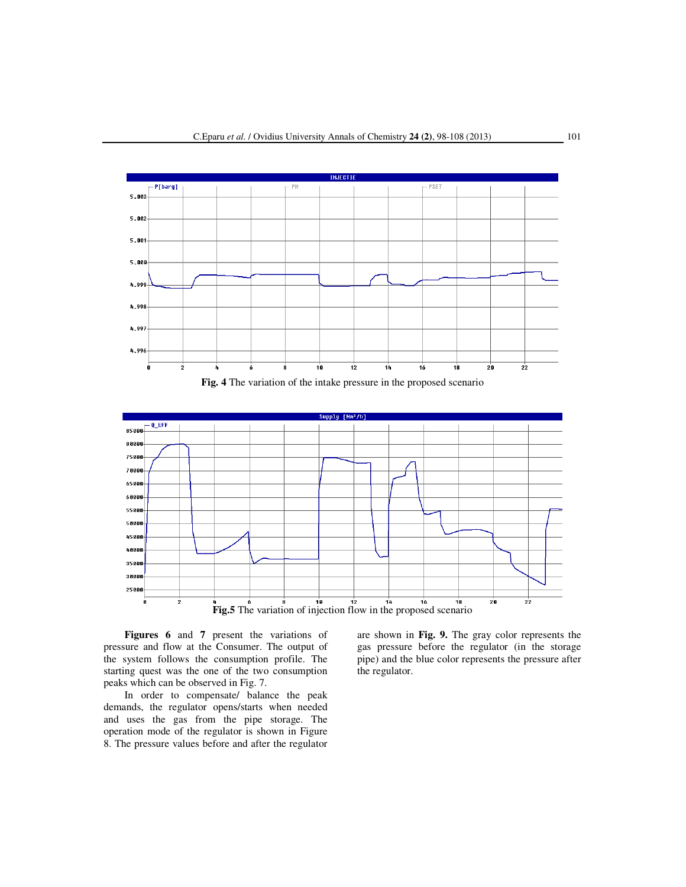**Fig. 4** The variation of the intake pressure in the proposed scenario

**Fig.5** The variation of injection flow in the proposed scenario

**Figures 6** and **7** present the variations of pressure and flow at the Consumer. The output of the system follows the consumption profile. The starting quest was the one of the two consumption peaks which can be observed in Fig. 7.

In order to compensate/ balance the peak demands, the regulator opens/starts when needed and uses the gas from the pipe storage. The operation mode of the regulator is shown in Figure 8. The pressure values before and after the regulator are shown in **Fig. 9.** The gray color represents the gas pressure before the regulator (in the storage pipe) and the blue color represents the pressure after the regulator.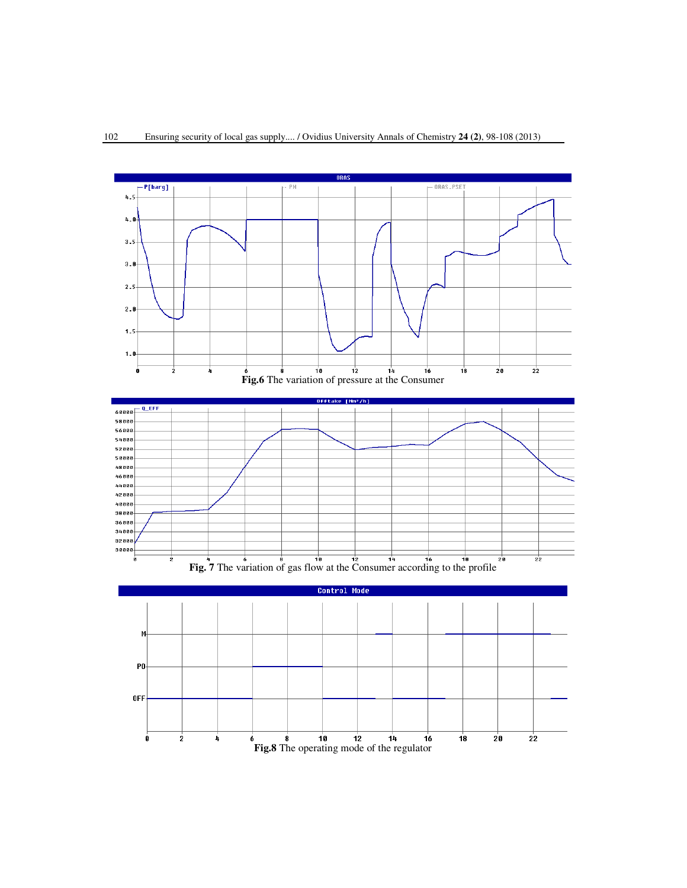**Fig.6** The variation of pressure at the Consumer

**Fig. 7** The variation of gas flow at the Consumer according to the profile

**Fig.8** The operating mode of the regulator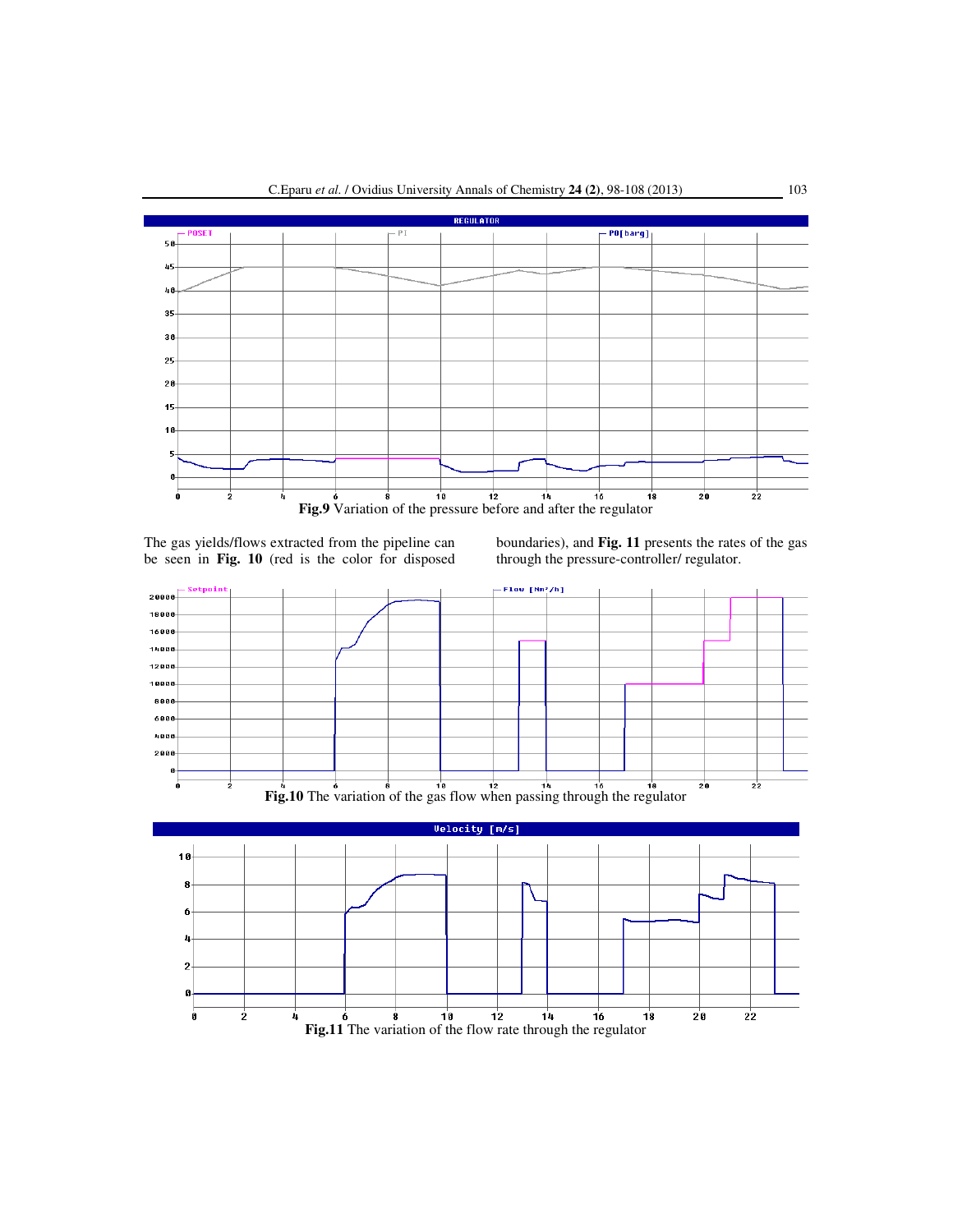Fig.9 Variation of the pressure before and after the regulator

The gas yields/flows extracted from the pipeline can be seen in **Fig. 10** (red is the color for disposed boundaries), and **Fig. 11** presents the rates of the gas through the pressure-controller/ regulator.

**Fig.10** The variation of the gas flow when passing through the regulator

**Fig.11** The variation of the flow rate through the regulator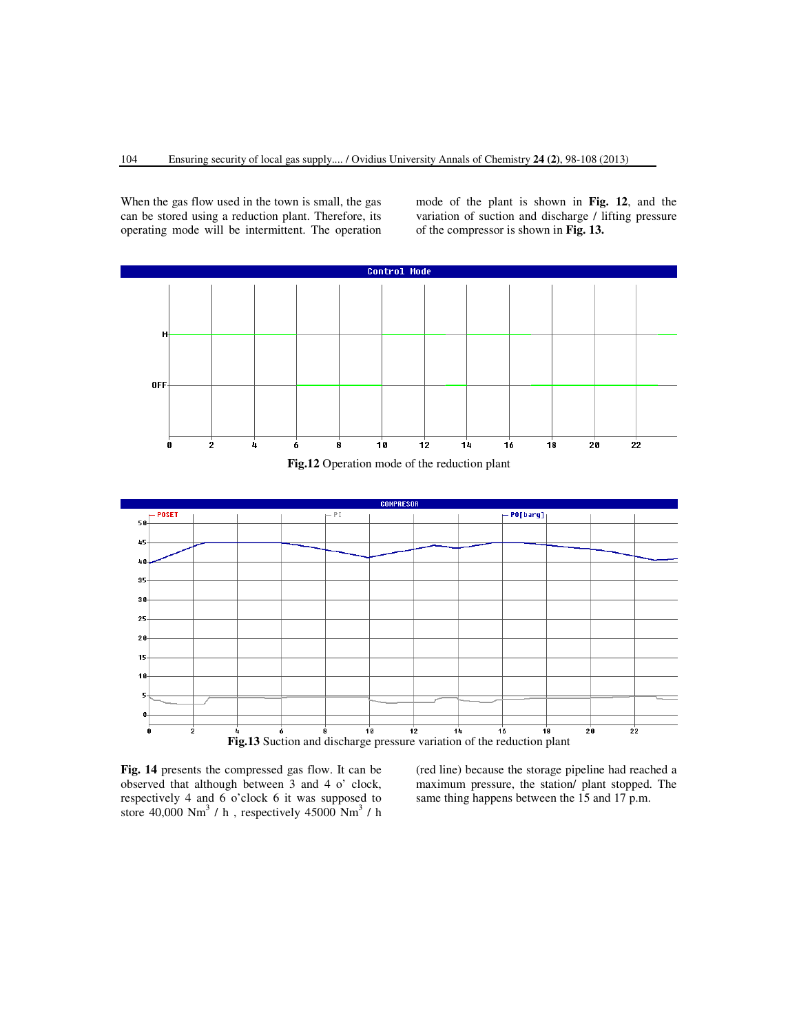When the gas flow used in the town is small, the gas can be stored using a reduction plant. Therefore, its operating mode will be intermittent. The operation mode of the plant is shown in **Fig. 12**, and the variation of suction and discharge / lifting pressure of the compressor is shown in **Fig. 13.**

**Fig.12** Operation mode of the reduction plant

**Fig.13** Suction and discharge pressure variation of the reduction plant

**Fig. 14** presents the compressed gas flow. It can be observed that although between 3 and 4 o' clock, respectively 4 and 6 o'clock 6 it was supposed to store 40,000 $Nm^3$ / h , respectively 45000 $Nm^3$ / h (red line) because the storage pipeline had reached a maximum pressure, the station/ plant stopped. The same thing happens between the 15 and 17 p.m.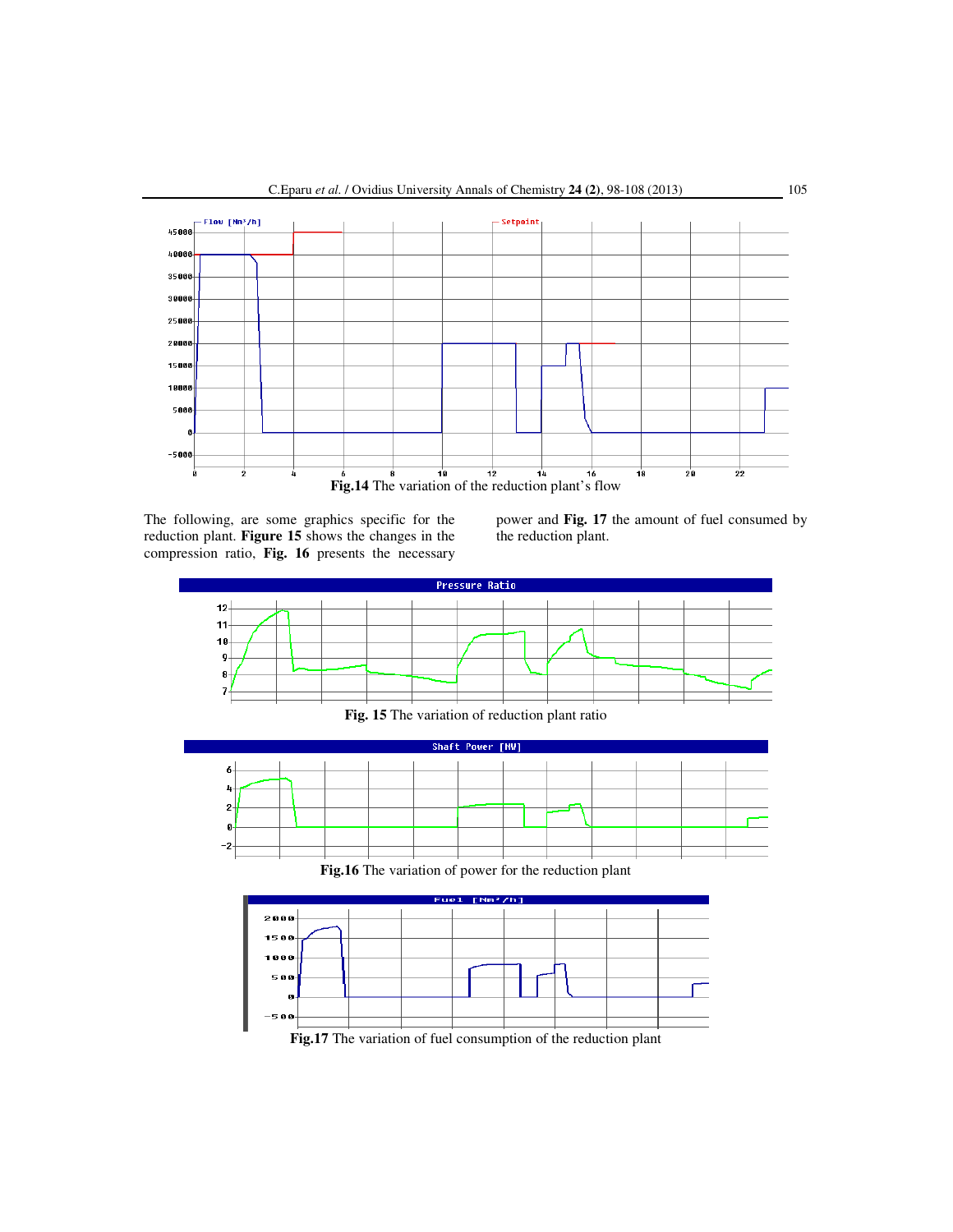Fig.14 The variation of the reduction plant's flow

The following, are some graphics specific for the reduction plant. **Figure 15** shows the changes in the compression ratio, **Fig. 16** presents the necessary power and **Fig. 17** the amount of fuel consumed by the reduction plant.

**Fig. 15** The variation of reduction plant ratio

**Fig.16** The variation of power for the reduction plant

**Fig.17** The variation of fuel consumption of the reduction plant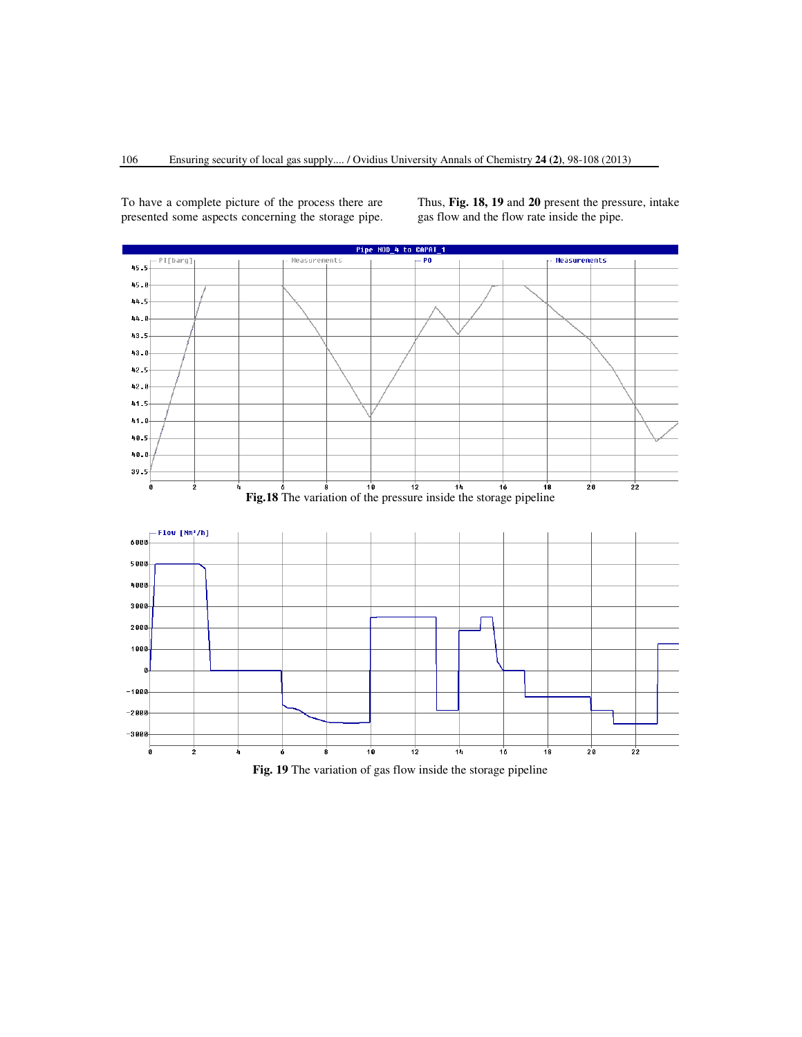To have a complete picture of the process there are presented some aspects concerning the storage pipe. Thus, **Fig. 18, 19** and **20** present the pressure, intake gas flow and the flow rate inside the pipe.

**Fig.18** The variation of the pressure inside the storage pipeline

**Fig. 19** The variation of gas flow inside the storage pipeline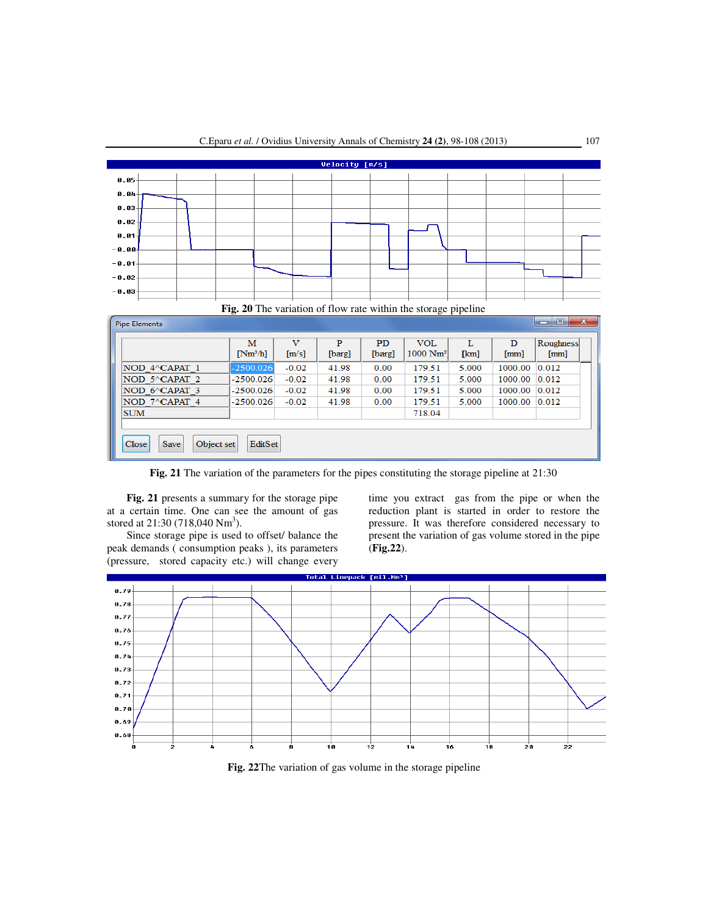**Fig. 20** The variation of flow rate within the storage pipeline

| | M [Nm³/h] | V [m/s] | P [barg] | PD [barg] | VOL 1000 Nm³ | L [km] | D [mm] | Roughness [mm] |
|---|---|---|---|---|---|---|---|---|
| NOD_4^CAPAT_1 | -2500.026 | -0.02 | 41.98 | 0.00 | 179.51 | 5.000 | 1000.00 | 0.012 |
| NOD_5^CAPAT_2 | -2500.026 | -0.02 | 41.98 | 0.00 | 179.51 | 5.000 | 1000.00 | 0.012 |
| NOD_6^CAPAT_3 | -2500.026 | -0.02 | 41.98 | 0.00 | 179.51 | 5.000 | 1000.00 | 0.012 |
| NOD_7^CAPAT_4 | -2500.026 | -0.02 | 41.98 | 0.00 | 179.51 | 5.000 | 1000.00 | 0.012 |
| SUM | | | | | 718.04 | | | |

**Fig. 21** The variation of the parameters for the pipes constituting the storage pipeline at 21:30

**Fig. 21** presents a summary for the storage pipe at a certain time. One can see the amount of gas stored at 21:30 (718,040 Nm$^3$).

Since storage pipe is used to offset/ balance the peak demands ( consumption peaks ), its parameters (pressure, stored capacity etc.) will change every time you extract gas from the pipe or when the reduction plant is started in order to restore the pressure. It was therefore considered necessary to present the variation of gas volume stored in the pipe (**Fig.22**).

**Fig. 22**The variation of gas volume in the storage pipeline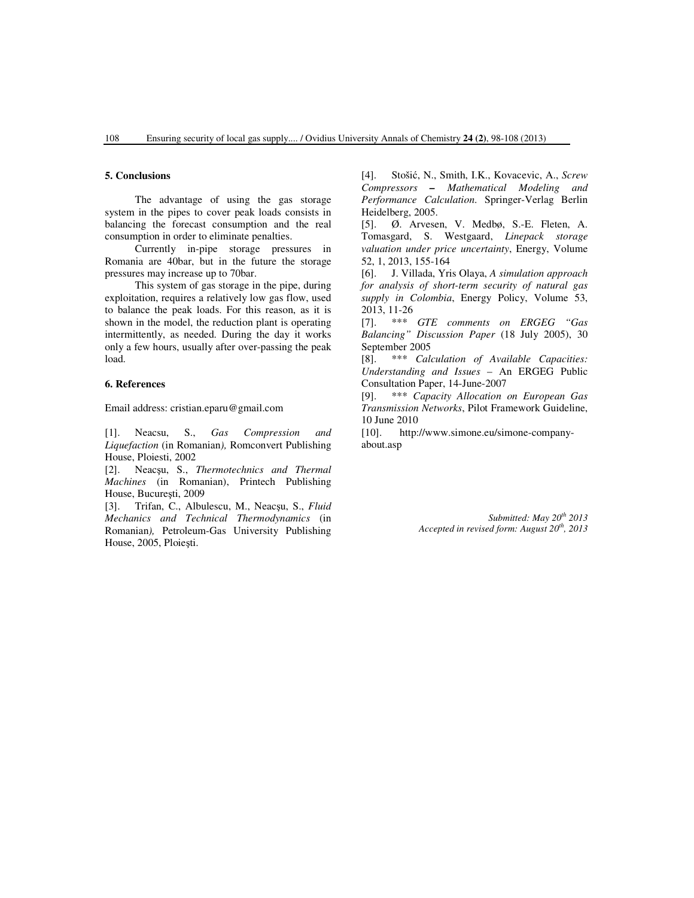## 5. Conclusions

The advantage of using the gas storage system in the pipes to cover peak loads consists in balancing the forecast consumption and the real consumption in order to eliminate penalties.

Currently in-pipe storage pressures in Romania are 40bar, but in the future the storage pressures may increase up to 70bar.

This system of gas storage in the pipe, during exploitation, requires a relatively low gas flow, used to balance the peak loads. For this reason, as it is shown in the model, the reduction plant is operating intermittently, as needed. During the day it works only a few hours, usually after over-passing the peak load.

## 6. References

Email address: cristian.eparu@gmail.com

[1]. Neacsu, S., *Gas Compression and Liquefaction* (in Romanian*)*, Romconvert Publishing House, Ploiesti, 2002

[2]. Neacşu, S., *Thermotechnics and Thermal Machines* (in Romanian), Printech Publishing House, Bucureşti, 2009

[3]. Trifan, C., Albulescu, M., Neacşu, S., *Fluid Mechanics and Technical Thermodynamics* (in Romanian*)*, Petroleum-Gas University Publishing House, 2005, Ploieşti.

[4]. Stošić, N., Smith, I.K., Kovacevic, A., *Screw Compressors – Mathematical Modeling and Performance Calculation.* Springer-Verlag Berlin Heidelberg, 2005.

[5]. Ø. Arvesen, V. Medbø, S.-E. Fleten, A. Tomasgard, S. Westgaard, *Linepack storage valuation under price uncertainty*, Energy, Volume 52, 1, 2013, 155-164

[6]. J. Villada, Yris Olaya, *A simulation approach for analysis of short-term security of natural gas supply in Colombia*, Energy Policy, Volume 53, 2013, 11-26

[7]. \*\*\* *GTE comments on ERGEG "Gas Balancing" Discussion Paper* (18 July 2005), 30 September 2005

[8]. \*\*\* *Calculation of Available Capacities: Understanding and Issues* – An ERGEG Public Consultation Paper, 14-June-2007

[9]. \*\*\* *Capacity Allocation on European Gas Transmission Networks*, Pilot Framework Guideline, 10 June 2010

[10]. http://www.simone.eu/simone-company-about.asp

*Submitted: May 20th 2013*
*Accepted in revised form: August 20th, 2013*